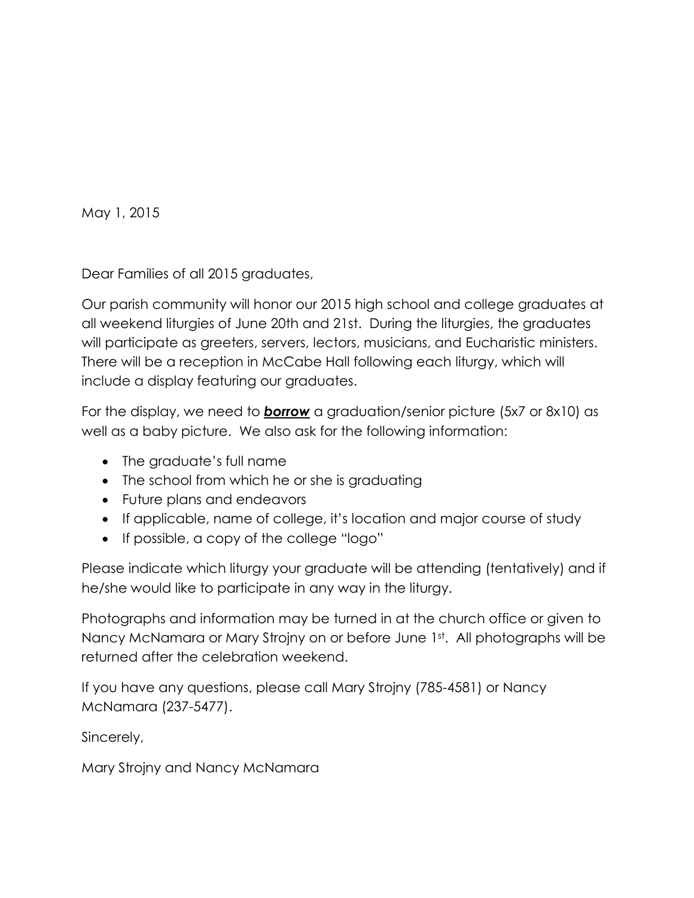May 1, 2015

Dear Families of all 2015 graduates,

Our parish community will honor our 2015 high school and college graduates at all weekend liturgies of June 20th and 21st. During the liturgies, the graduates will participate as greeters, servers, lectors, musicians, and Eucharistic ministers. There will be a reception in McCabe Hall following each liturgy, which will include a display featuring our graduates.

For the display, we need to ***borrow*** a graduation/senior picture (5x7 or 8x10) as well as a baby picture. We also ask for the following information:

- The graduate's full name
- The school from which he or she is graduating
- Future plans and endeavors
- If applicable, name of college, it's location and major course of study
- If possible, a copy of the college "logo"

Please indicate which liturgy your graduate will be attending (tentatively) and if he/she would like to participate in any way in the liturgy.

Photographs and information may be turned in at the church office or given to Nancy McNamara or Mary Strojny on or before June 1st. All photographs will be returned after the celebration weekend.

If you have any questions, please call Mary Strojny (785-4581) or Nancy McNamara (237-5477).

Sincerely,

Mary Strojny and Nancy McNamara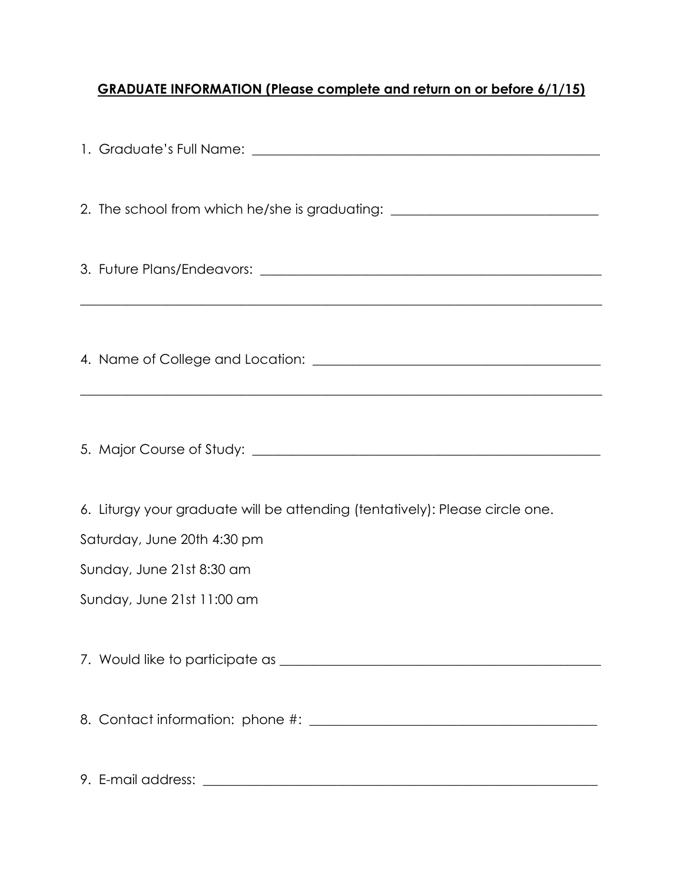**GRADUATE INFORMATION (Please complete and return on or before 6/1/15)**

1. Graduate's Full Name: ______________________________________________________

2. The school from which he/she is graduating: ____________________________

3. Future Plans/Endeavors: ___________________________________________________

_____________________________________________________________________________

4. Name of College and Location: ____________________________________________

_____________________________________________________________________________

5. Major Course of Study: ___________________________________________________

6. Liturgy your graduate will be attending (tentatively): Please circle one.

Saturday, June 20th 4:30 pm

Sunday, June 21st 8:30 am

Sunday, June 21st 11:00 am

7. Would like to participate as ______________________________________________

8. Contact information: phone #: ____________________________________________

9. E-mail address: __________________________________________________________